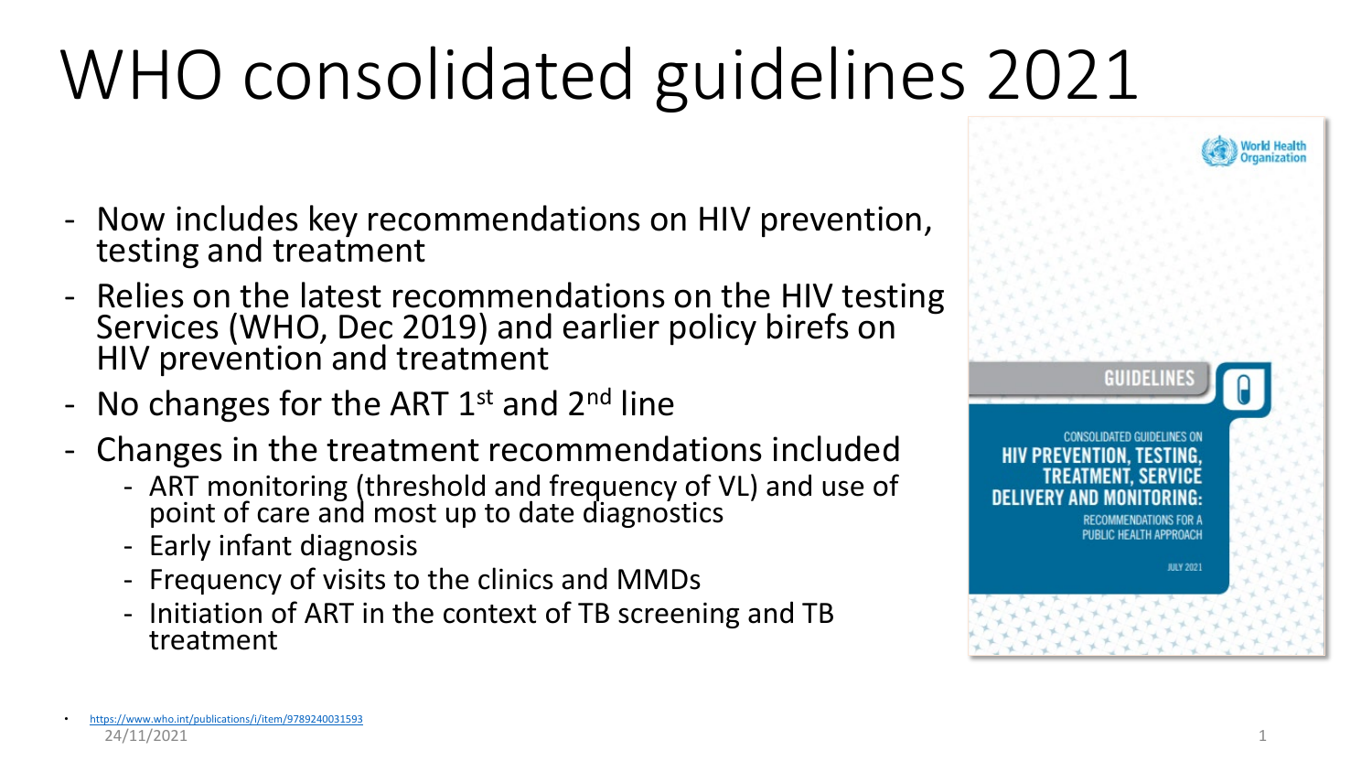# WHO consolidated guidelines 2021

- Now includes key recommendations on HIV prevention, testing and treatment
- Relies on the latest recommendations on the HIV testing Services (WHO, Dec 2019) and earlier policy birefs on HIV prevention and treatment
- No changes for the ART 1st and 2nd line
- Changes in the treatment recommendations included
  - ART monitoring (threshold and frequency of VL) and use of point of care and most up to date diagnostics
  - Early infant diagnosis
  - Frequency of visits to the clinics and MMDs
  - Initiation of ART in the context of TB screening and TB treatment

World Health Organization

GUIDELINES

CONSOLIDATED GUIDELINES ON
**HIV PREVENTION, TESTING, TREATMENT, SERVICE DELIVERY AND MONITORING:**
RECOMMENDATIONS FOR A PUBLIC HEALTH APPROACH

JULY 2021

- https://www.who.int/publications/i/item/9789240031593

24/11/2021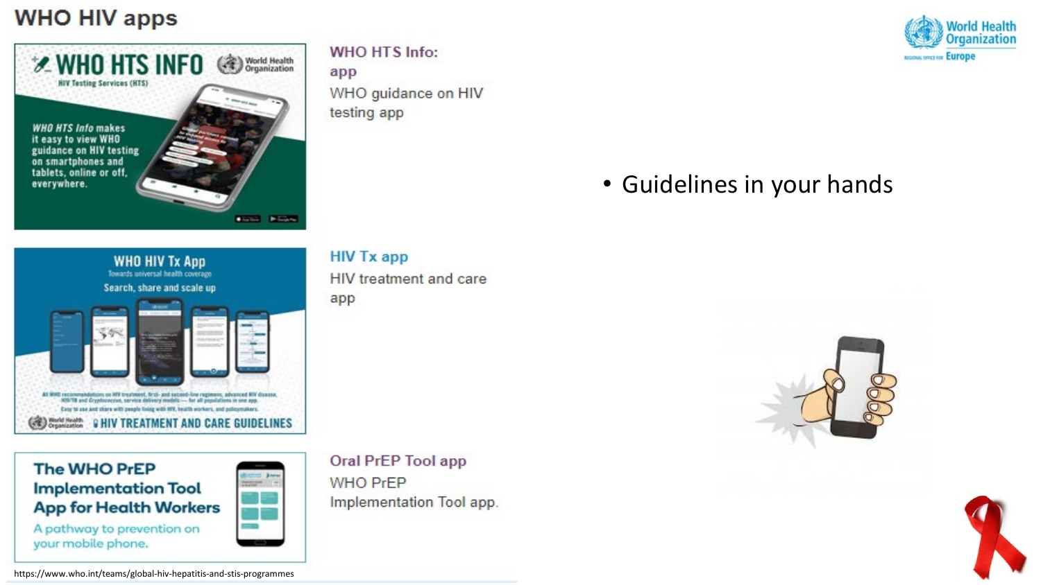# WHO HIV apps

**WHO HTS Info: app**

WHO guidance on HIV testing app

**HIV Tx app**

HIV treatment and care app

**Oral PrEP Tool app**

WHO PrEP Implementation Tool app.

https://www.who.int/teams/global-hiv-hepatitis-and-stis-programmes

- Guidelines in your hands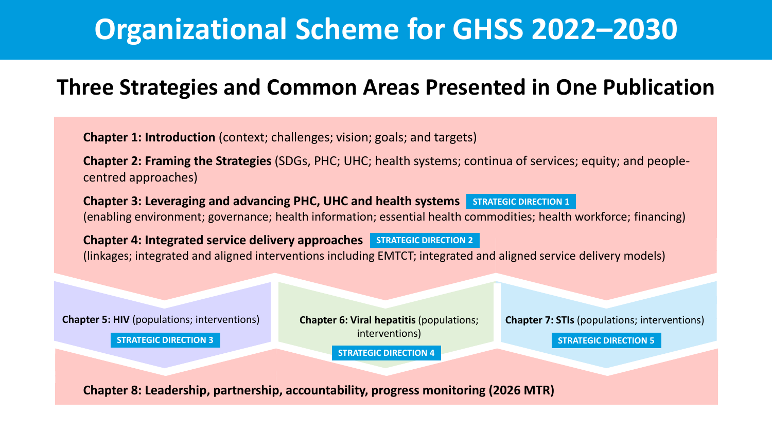# Organizational Scheme for GHSS 2022–2030

## Three Strategies and Common Areas Presented in One Publication

**Chapter 1: Introduction** (context; challenges; vision; goals; and targets)

**Chapter 2: Framing the Strategies** (SDGs, PHC; UHC; health systems; continua of services; equity; and people-centred approaches)

**Chapter 3: Leveraging and advancing PHC, UHC and health systems** STRATEGIC DIRECTION 1
(enabling environment; governance; health information; essential health commodities; health workforce; financing)

**Chapter 4: Integrated service delivery approaches** STRATEGIC DIRECTION 2
(linkages; integrated and aligned interventions including EMTCT; integrated and aligned service delivery models)

**Chapter 5: HIV** (populations; interventions)
STRATEGIC DIRECTION 3

**Chapter 6: Viral hepatitis** (populations; interventions)
STRATEGIC DIRECTION 4

**Chapter 7: STIs** (populations; interventions)
STRATEGIC DIRECTION 5

**Chapter 8: Leadership, partnership, accountability, progress monitoring (2026 MTR)**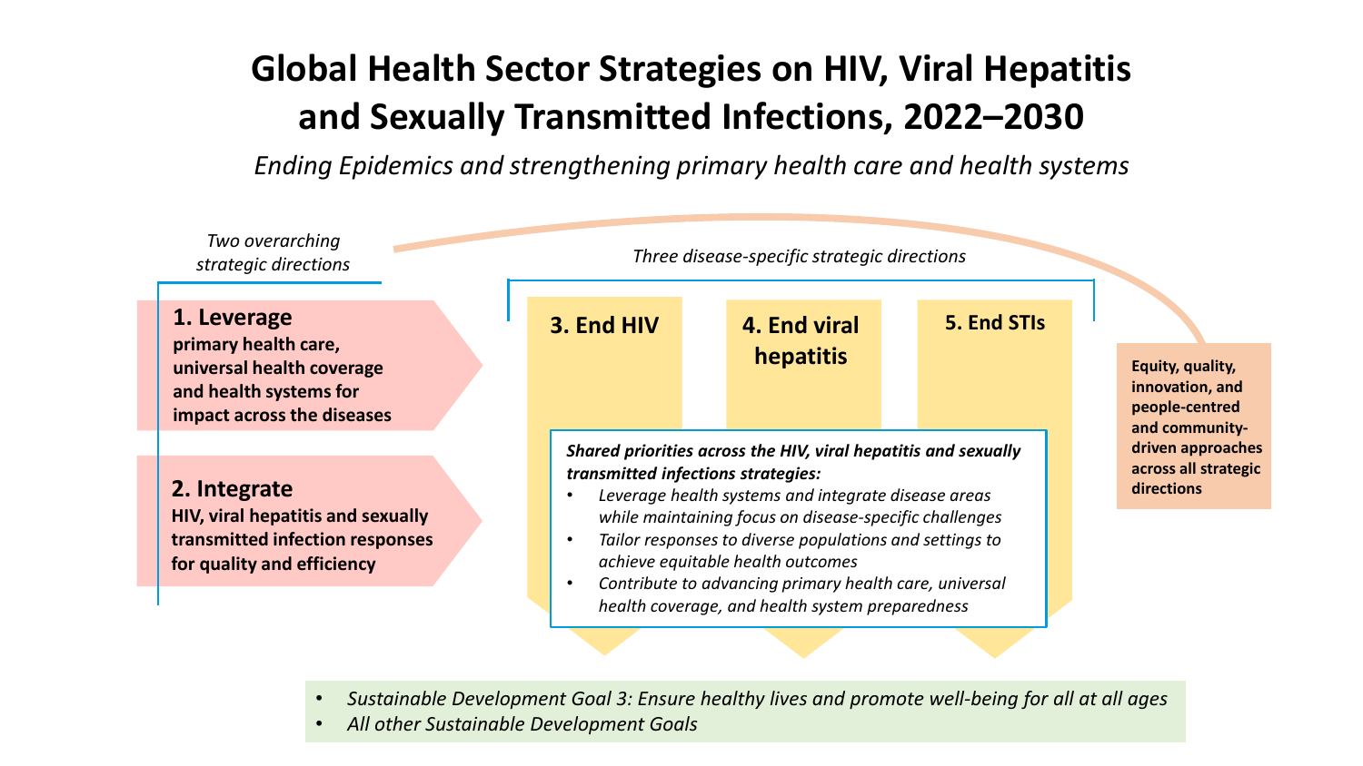# Global Health Sector Strategies on HIV, Viral Hepatitis and Sexually Transmitted Infections, 2022–2030

*Ending Epidemics and strengthening primary health care and health systems*

*Two overarching strategic directions*

**1. Leverage**
**primary health care, universal health coverage and health systems for impact across the diseases**

**2. Integrate**
**HIV, viral hepatitis and sexually transmitted infection responses for quality and efficiency**

*Three disease-specific strategic directions*

**3. End HIV**

**4. End viral hepatitis**

**5. End STIs**

***Shared priorities across the HIV, viral hepatitis and sexually transmitted infections strategies:***

- *Leverage health systems and integrate disease areas while maintaining focus on disease-specific challenges*
- *Tailor responses to diverse populations and settings to achieve equitable health outcomes*
- *Contribute to advancing primary health care, universal health coverage, and health system preparedness*

**Equity, quality, innovation, and people-centred and community-driven approaches across all strategic directions**

- *Sustainable Development Goal 3: Ensure healthy lives and promote well-being for all at all ages*
- *All other Sustainable Development Goals*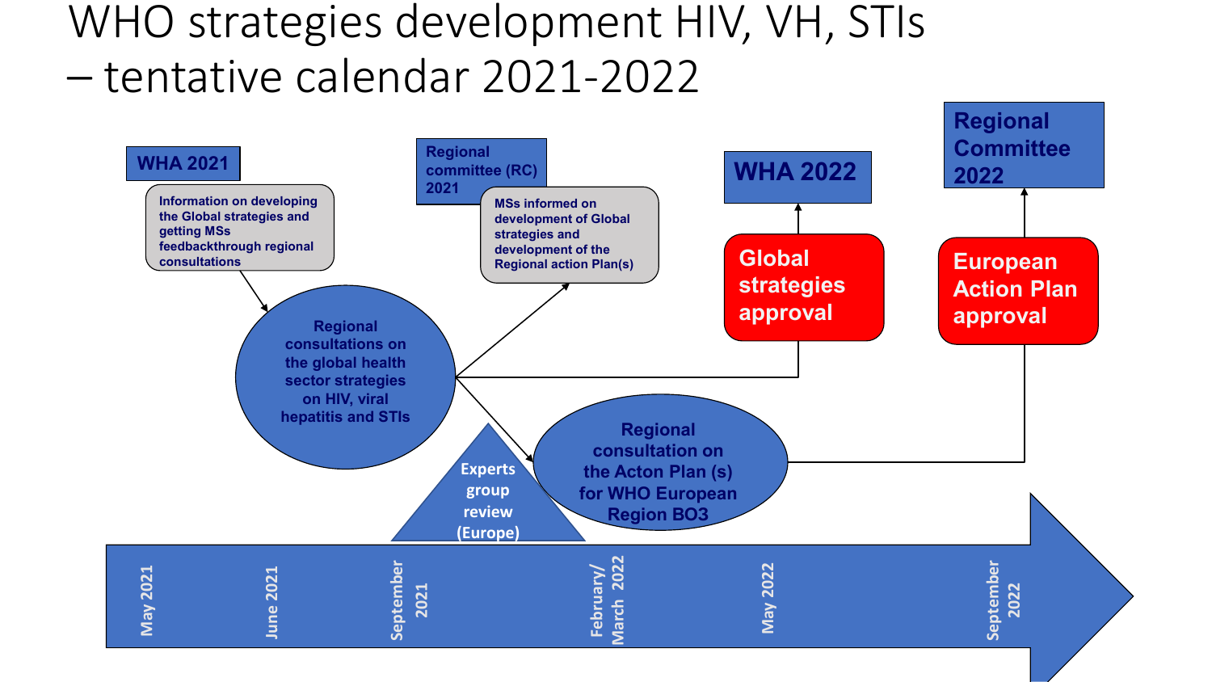# WHO strategies development HIV, VH, STIs – tentative calendar 2021-2022

WHA 2021

Information on developing the Global strategies and getting MSs feedbackthrough regional consultations

Regional consultations on the global health sector strategies on HIV, viral hepatitis and STIs

Regional committee (RC) 2021

MSs informed on development of Global strategies and development of the Regional action Plan(s)

Experts group review (Europe)

Regional consultation on the Acton Plan (s) for WHO European Region BO3

WHA 2022

Global strategies approval

Regional Committee 2022

European Action Plan approval

May 2021

June 2021

September 2021

February/ March 2022

May 2022

September 2022